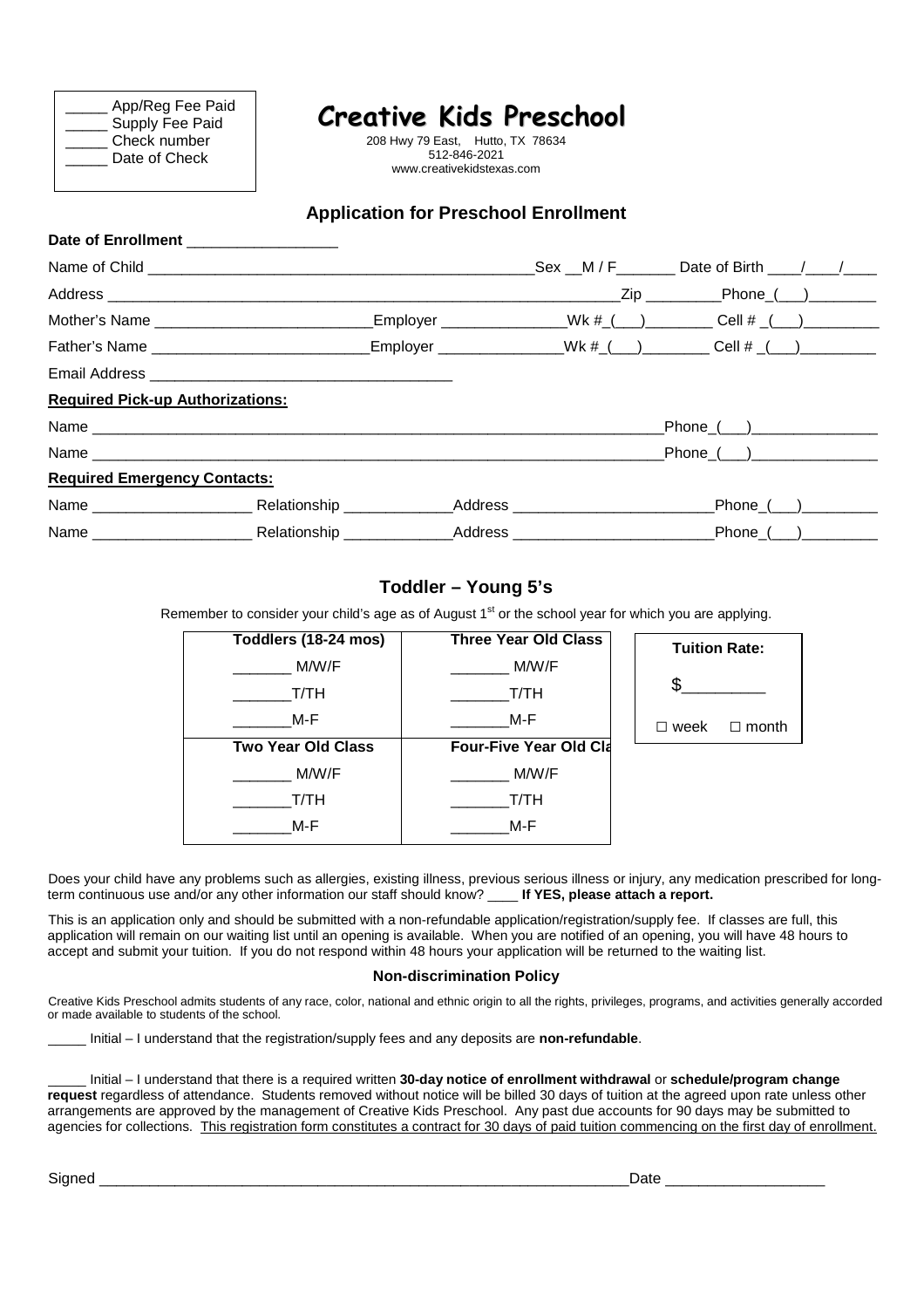_____ App/Reg Fee Paid
_____ Supply Fee Paid
_____ Check number
_____ Date of Check

# Creative Kids Preschool

208 Hwy 79 East, Hutto, TX 78634
512-846-2021
www.creativekidstexas.com

## Application for Preschool Enrollment

**Date of Enrollment** __________________

Name of Child ________________________________________________Sex __M / F_______ Date of Birth ____/____/____

Address ______________________________________________________________Zip _________Phone_(___)________

Mother's Name _________________________Employer _______________Wk #_(___)________ Cell # _(___)_________

Father's Name _________________________Employer _______________Wk #_(___)________ Cell # _(___)_________

Email Address ____________________________________

**Required Pick-up Authorizations:**

Name _______________________________________________________________________Phone_(___)________________

Name _______________________________________________________________________Phone_(___)________________

**Required Emergency Contacts:**

Name ___________________ Relationship _____________Address ________________________Phone_(___)_________

Name ___________________ Relationship _____________Address ________________________Phone_(___)_________

### Toddler – Young 5's

Remember to consider your child's age as of August 1st or the school year for which you are applying.

| Toddlers (18-24 mos) | Three Year Old Class |
|---|---|
| _______ M/W/F | _______ M/W/F |
| _______T/TH | _______T/TH |
| _______M-F | _______M-F |
| **Two Year Old Class** | **Four-Five Year Old Cla** |
| _______ M/W/F | _______ M/W/F |
| _______T/TH | _______T/TH |
| _______M-F | _______M-F |

**Tuition Rate:**

$_________

☐ week ☐ month

Does your child have any problems such as allergies, existing illness, previous serious illness or injury, any medication prescribed for long-term continuous use and/or any other information our staff should know? ____ **If YES, please attach a report.**

This is an application only and should be submitted with a non-refundable application/registration/supply fee. If classes are full, this application will remain on our waiting list until an opening is available. When you are notified of an opening, you will have 48 hours to accept and submit your tuition. If you do not respond within 48 hours your application will be returned to the waiting list.

**Non-discrimination Policy**

Creative Kids Preschool admits students of any race, color, national and ethnic origin to all the rights, privileges, programs, and activities generally accorded or made available to students of the school.

_____ Initial – I understand that the registration/supply fees and any deposits are **non-refundable**.

_____ Initial – I understand that there is a required written **30-day notice of enrollment withdrawal** or **schedule/program change request** regardless of attendance. Students removed without notice will be billed 30 days of tuition at the agreed upon rate unless other arrangements are approved by the management of Creative Kids Preschool. Any past due accounts for 90 days may be submitted to agencies for collections. This registration form constitutes a contract for 30 days of paid tuition commencing on the first day of enrollment.

Signed ____________________________________________________________________Date ___________________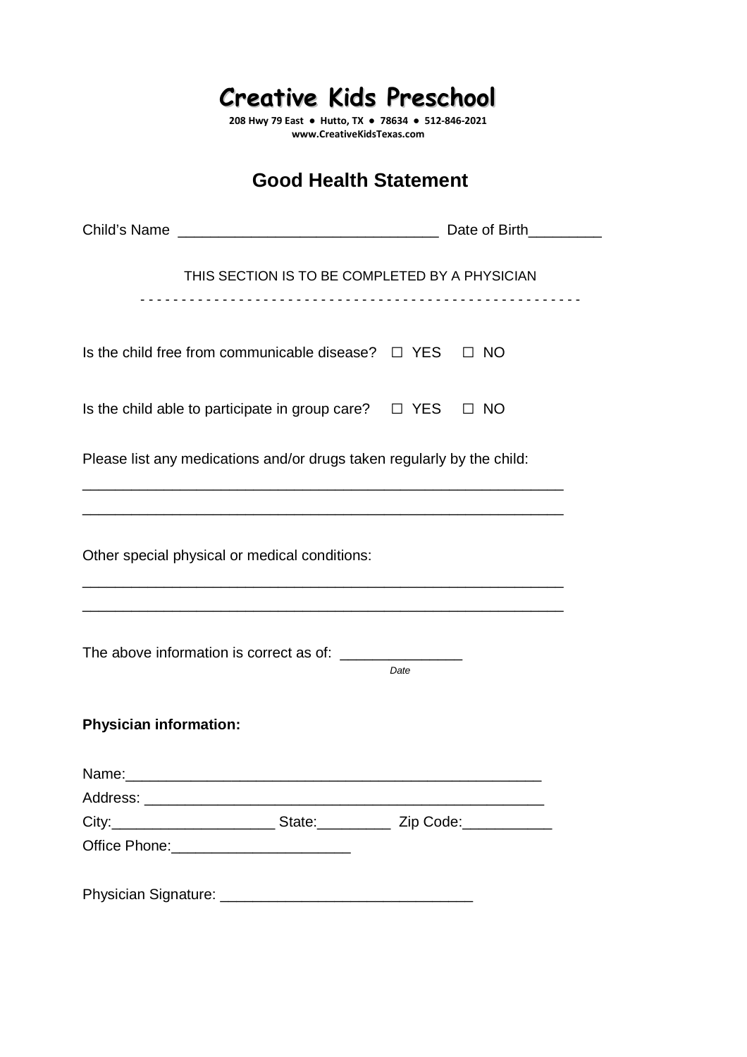# Creative Kids Preschool

**208 Hwy 79 East ● Hutto, TX ● 78634 ● 512-846-2021**
**www.CreativeKidsTexas.com**

## Good Health Statement

Child's Name _______________________________ Date of Birth_________

THIS SECTION IS TO BE COMPLETED BY A PHYSICIAN

- - - - - - - - - - - - - - - - - - - - - - - - - - - - - - - - - - - - - - - - - - - - - - - - - - -

Is the child free from communicable disease? ☐ YES ☐ NO

Is the child able to participate in group care? ☐ YES ☐ NO

Please list any medications and/or drugs taken regularly by the child:

___________________________________________________________

___________________________________________________________

Other special physical or medical conditions:

___________________________________________________________

___________________________________________________________

The above information is correct as of: _______________
*Date*

**Physician information:**

Name:_____________________________________________________

Address: ___________________________________________________

City:____________________ State:_________ Zip Code:___________

Office Phone:______________________

Physician Signature: ______________________________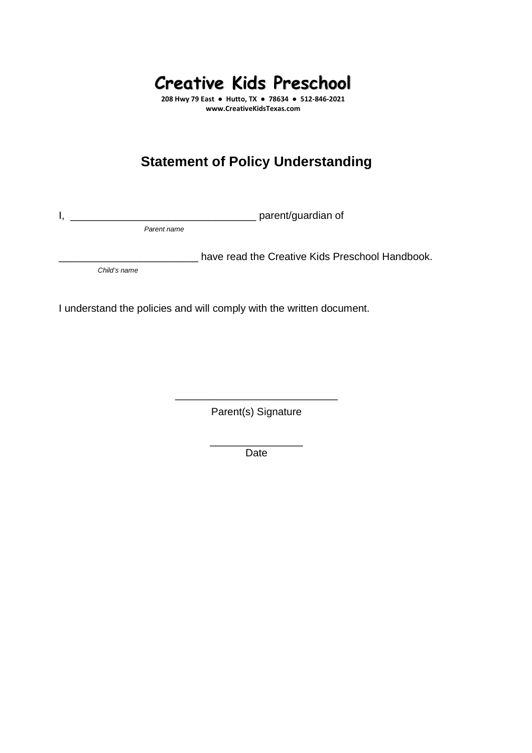# Creative Kids Preschool

**208 Hwy 79 East ● Hutto, TX ● 78634 ● 512-846-2021**
**www.CreativeKidsTexas.com**

## Statement of Policy Understanding

I, ________________________________ parent/guardian of
*Parent name*

________________________ have read the Creative Kids Preschool Handbook.
*Child's name*

I understand the policies and will comply with the written document.

____________________________
Parent(s) Signature

________________
Date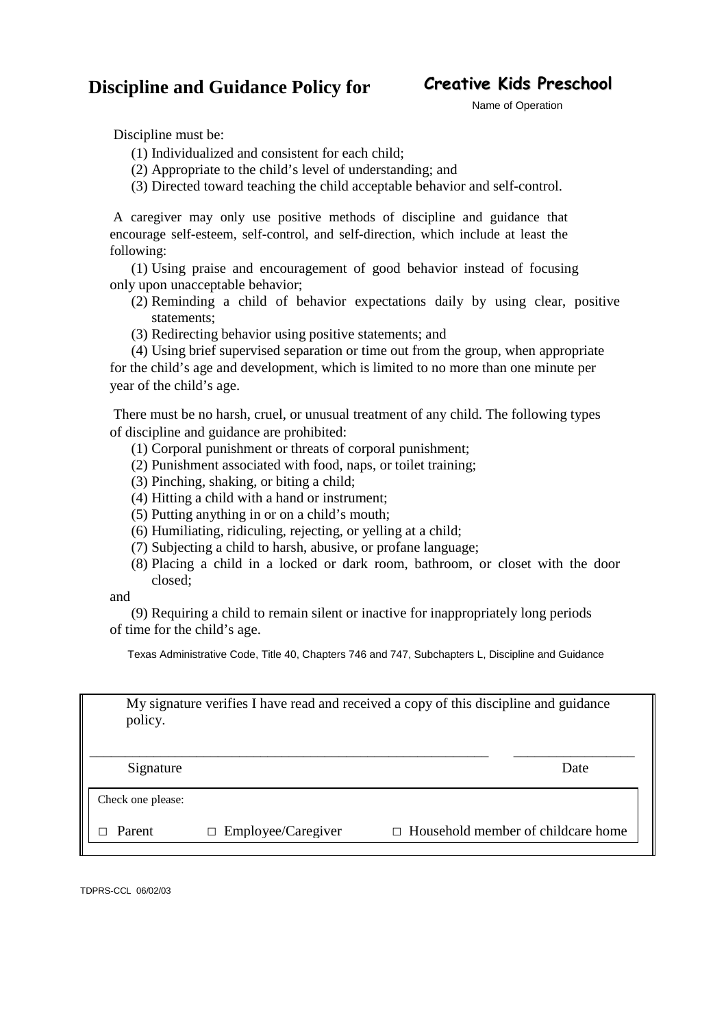# Discipline and Guidance Policy for **Creative Kids Preschool**

Name of Operation

Discipline must be:

(1) Individualized and consistent for each child;
(2) Appropriate to the child's level of understanding; and
(3) Directed toward teaching the child acceptable behavior and self-control.

A caregiver may only use positive methods of discipline and guidance that encourage self-esteem, self-control, and self-direction, which include at least the following:

(1) Using praise and encouragement of good behavior instead of focusing only upon unacceptable behavior;
(2) Reminding a child of behavior expectations daily by using clear, positive statements;
(3) Redirecting behavior using positive statements; and
(4) Using brief supervised separation or time out from the group, when appropriate for the child's age and development, which is limited to no more than one minute per year of the child's age.

There must be no harsh, cruel, or unusual treatment of any child. The following types of discipline and guidance are prohibited:

(1) Corporal punishment or threats of corporal punishment;
(2) Punishment associated with food, naps, or toilet training;
(3) Pinching, shaking, or biting a child;
(4) Hitting a child with a hand or instrument;
(5) Putting anything in or on a child's mouth;
(6) Humiliating, ridiculing, rejecting, or yelling at a child;
(7) Subjecting a child to harsh, abusive, or profane language;
(8) Placing a child in a locked or dark room, bathroom, or closet with the door closed;

and

(9) Requiring a child to remain silent or inactive for inappropriately long periods of time for the child's age.

Texas Administrative Code, Title 40, Chapters 746 and 747, Subchapters L, Discipline and Guidance

My signature verifies I have read and received a copy of this discipline and guidance policy.

\_\_\_\_\_\_\_\_\_\_\_\_\_\_\_\_\_\_\_\_\_\_\_\_\_\_\_\_\_\_\_\_\_\_\_\_\_\_\_\_\_\_\_\_\_\_\_\_ \_\_\_\_\_\_\_\_\_\_\_\_\_\_\_

Signature Date

Check one please:

□ Parent □ Employee/Caregiver □ Household member of childcare home

TDPRS-CCL 06/02/03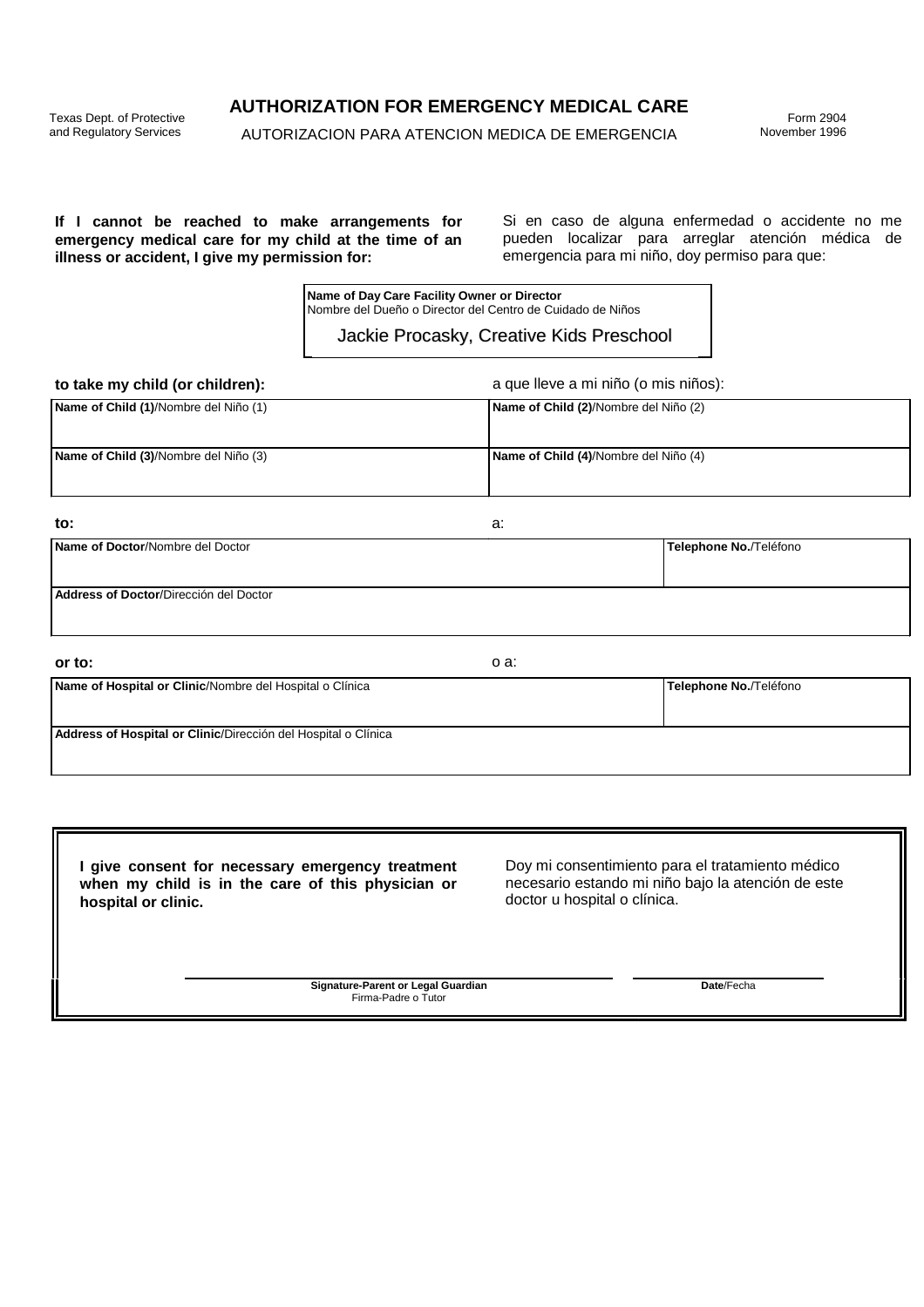Texas Dept. of Protective and Regulatory Services

# AUTHORIZATION FOR EMERGENCY MEDICAL CARE

AUTORIZACION PARA ATENCION MEDICA DE EMERGENCIA

Form 2904
November 1996

**If I cannot be reached to make arrangements for emergency medical care for my child at the time of an illness or accident, I give my permission for:**

Si en caso de alguna enfermedad o accidente no me pueden localizar para arreglar atención médica de emergencia para mi niño, doy permiso para que:

| **Name of Day Care Facility Owner or Director** / Nombre del Dueño o Director del Centro de Cuidado de Niños |
|---|
| Jackie Procasky, Creative Kids Preschool |

**to take my child (or children):** / a que lleve a mi niño (o mis niños):

| **Name of Child (1)**/Nombre del Niño (1) | **Name of Child (2)**/Nombre del Niño (2) |
|---|---|
| | |
| **Name of Child (3)**/Nombre del Niño (3) | **Name of Child (4)**/Nombre del Niño (4) |
| | |

**to:** / a:

| **Name of Doctor**/Nombre del Doctor | **Telephone No.**/Teléfono |
|---|---|
| | |
| **Address of Doctor**/Dirección del Doctor | |
| | |

**or to:** / o a:

| **Name of Hospital or Clinic**/Nombre del Hospital o Clínica | **Telephone No.**/Teléfono |
|---|---|
| | |
| **Address of Hospital or Clinic**/Dirección del Hospital o Clínica | |
| | |

**I give consent for necessary emergency treatment when my child is in the care of this physician or hospital or clinic.**

Doy mi consentimiento para el tratamiento médico necesario estando mi niño bajo la atención de este doctor u hospital o clínica.

| **Signature-Parent or Legal Guardian** / Firma-Padre o Tutor | **Date**/Fecha |
|---|---|
| | |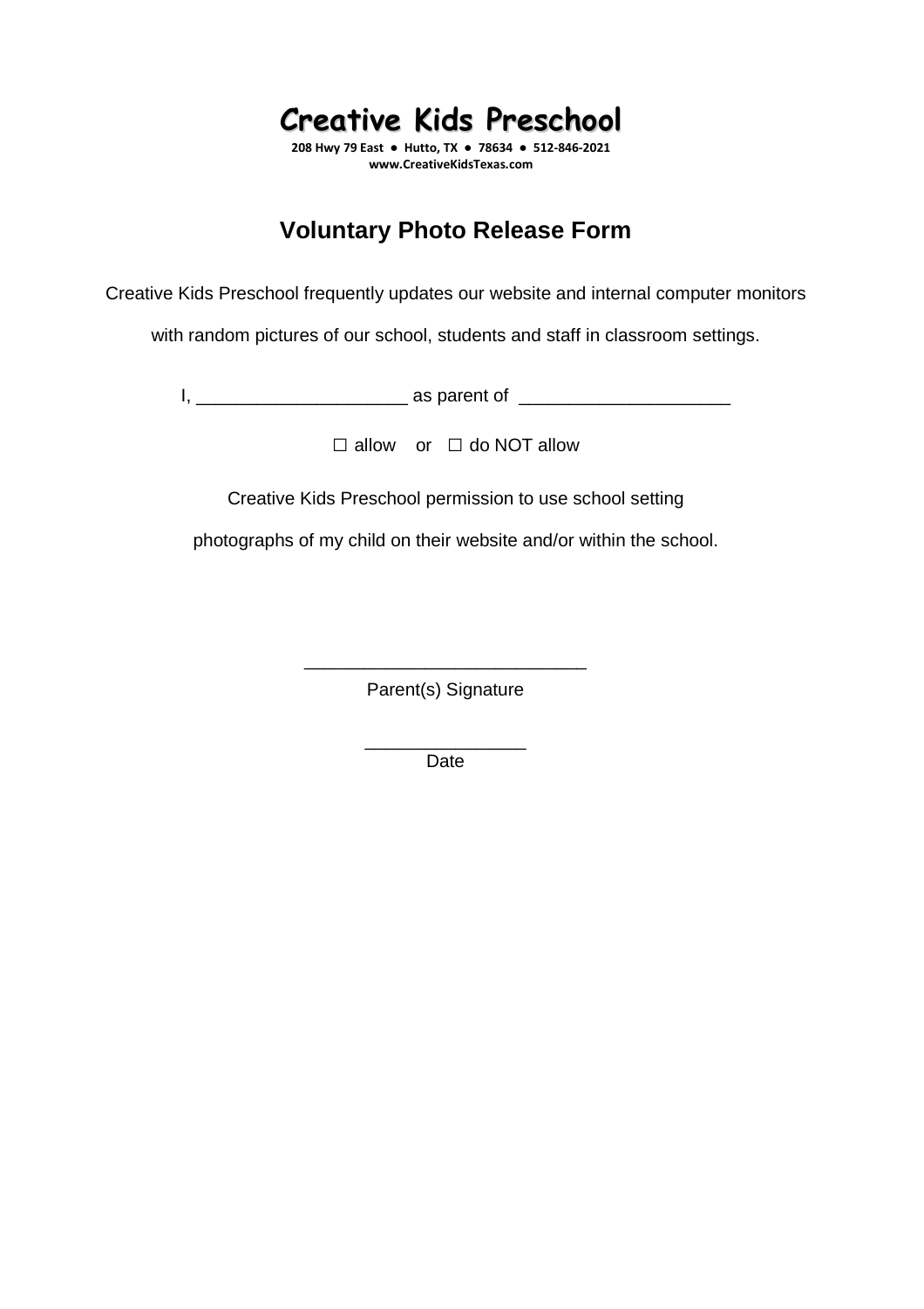# Creative Kids Preschool

**208 Hwy 79 East ● Hutto, TX ● 78634 ● 512-846-2021**
**www.CreativeKidsTexas.com**

## Voluntary Photo Release Form

Creative Kids Preschool frequently updates our website and internal computer monitors with random pictures of our school, students and staff in classroom settings.

I, _____________________ as parent of _____________________

☐ allow or ☐ do NOT allow

Creative Kids Preschool permission to use school setting photographs of my child on their website and/or within the school.

___________________________
Parent(s) Signature

________________
Date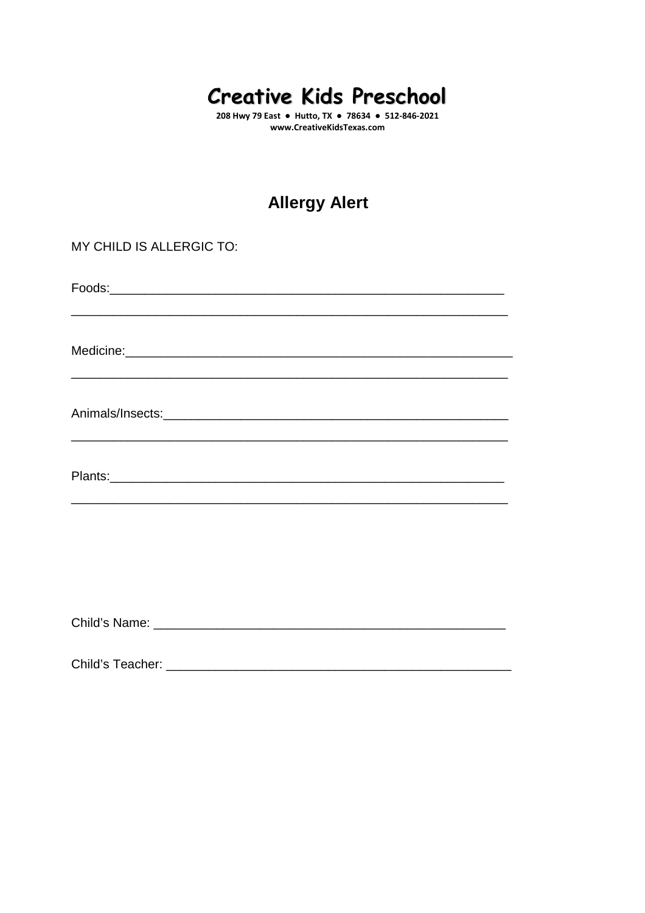# Creative Kids Preschool

**208 Hwy 79 East ● Hutto, TX ● 78634 ● 512-846-2021**
**www.CreativeKidsTexas.com**

## Allergy Alert

MY CHILD IS ALLERGIC TO:

Foods:_______________________________________________________
_____________________________________________________________

Medicine:_____________________________________________________
_____________________________________________________________

Animals/Insects:_______________________________________________
_____________________________________________________________

Plants:_______________________________________________________
_____________________________________________________________

Child's Name: _____________________________________________

Child's Teacher: ___________________________________________